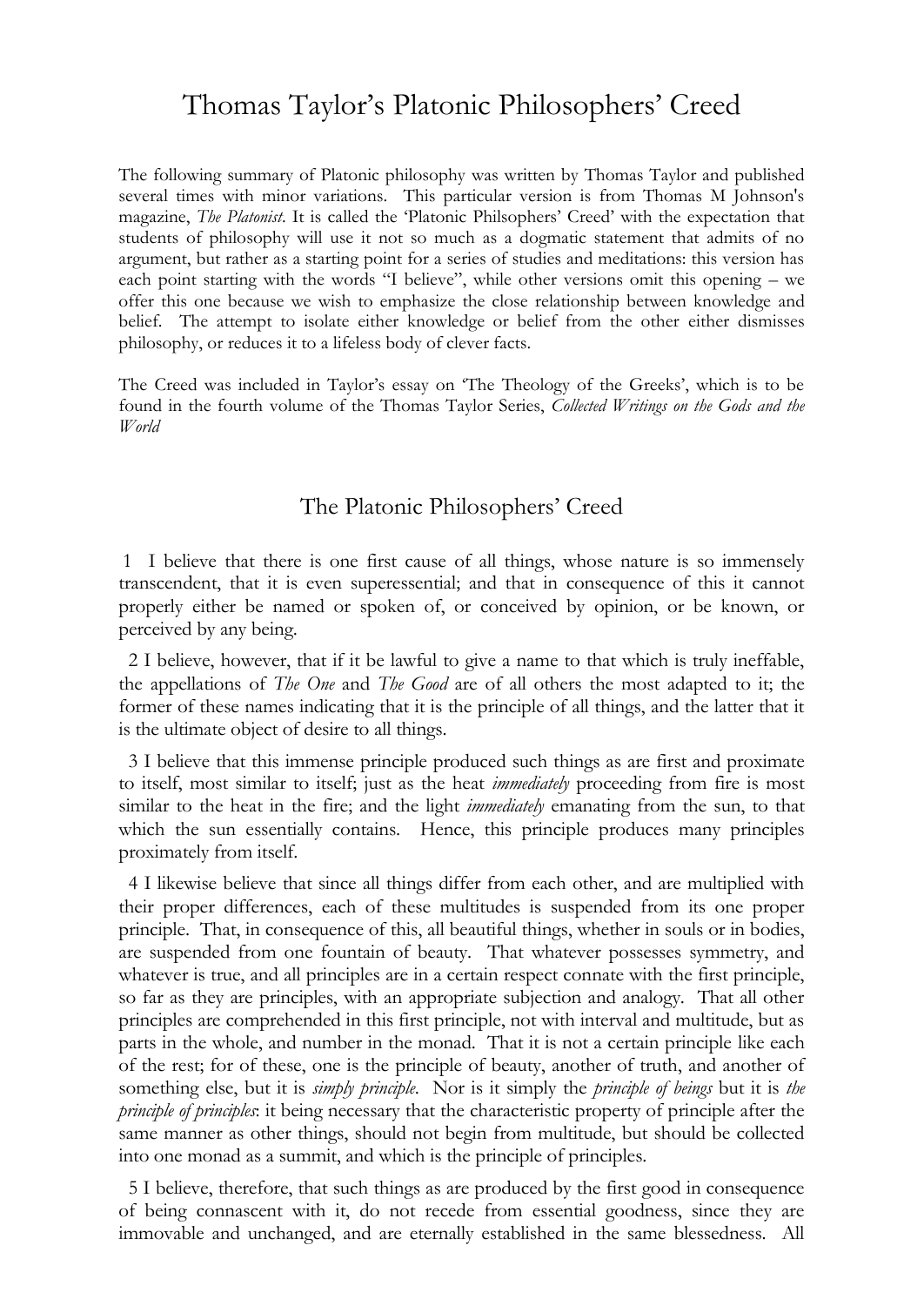# Thomas Taylor's Platonic Philosophers' Creed

The following summary of Platonic philosophy was written by Thomas Taylor and published several times with minor variations. This particular version is from Thomas M Johnson's magazine, *The Platonist*. It is called the 'Platonic Philsophers' Creed' with the expectation that students of philosophy will use it not so much as a dogmatic statement that admits of no argument, but rather as a starting point for a series of studies and meditations: this version has each point starting with the words "I believe", while other versions omit this opening – we offer this one because we wish to emphasize the close relationship between knowledge and belief. The attempt to isolate either knowledge or belief from the other either dismisses philosophy, or reduces it to a lifeless body of clever facts.

The Creed was included in Taylor's essay on 'The Theology of the Greeks', which is to be found in the fourth volume of the Thomas Taylor Series, *Collected Writings on the Gods and the World*

## The Platonic Philosophers' Creed

1 I believe that there is one first cause of all things, whose nature is so immensely transcendent, that it is even superessential; and that in consequence of this it cannot properly either be named or spoken of, or conceived by opinion, or be known, or perceived by any being.

2 I believe, however, that if it be lawful to give a name to that which is truly ineffable, the appellations of *The One* and *The Good* are of all others the most adapted to it; the former of these names indicating that it is the principle of all things, and the latter that it is the ultimate object of desire to all things.

3 I believe that this immense principle produced such things as are first and proximate to itself, most similar to itself; just as the heat *immediately* proceeding from fire is most similar to the heat in the fire; and the light *immediately* emanating from the sun, to that which the sun essentially contains. Hence, this principle produces many principles proximately from itself.

4 I likewise believe that since all things differ from each other, and are multiplied with their proper differences, each of these multitudes is suspended from its one proper principle. That, in consequence of this, all beautiful things, whether in souls or in bodies, are suspended from one fountain of beauty. That whatever possesses symmetry, and whatever is true, and all principles are in a certain respect connate with the first principle, so far as they are principles, with an appropriate subjection and analogy. That all other principles are comprehended in this first principle, not with interval and multitude, but as parts in the whole, and number in the monad. That it is not a certain principle like each of the rest; for of these, one is the principle of beauty, another of truth, and another of something else, but it is *simply principle*. Nor is it simply the *principle of beings* but it is *the principle of principles*: it being necessary that the characteristic property of principle after the same manner as other things, should not begin from multitude, but should be collected into one monad as a summit, and which is the principle of principles.

5 I believe, therefore, that such things as are produced by the first good in consequence of being connascent with it, do not recede from essential goodness, since they are immovable and unchanged, and are eternally established in the same blessedness. All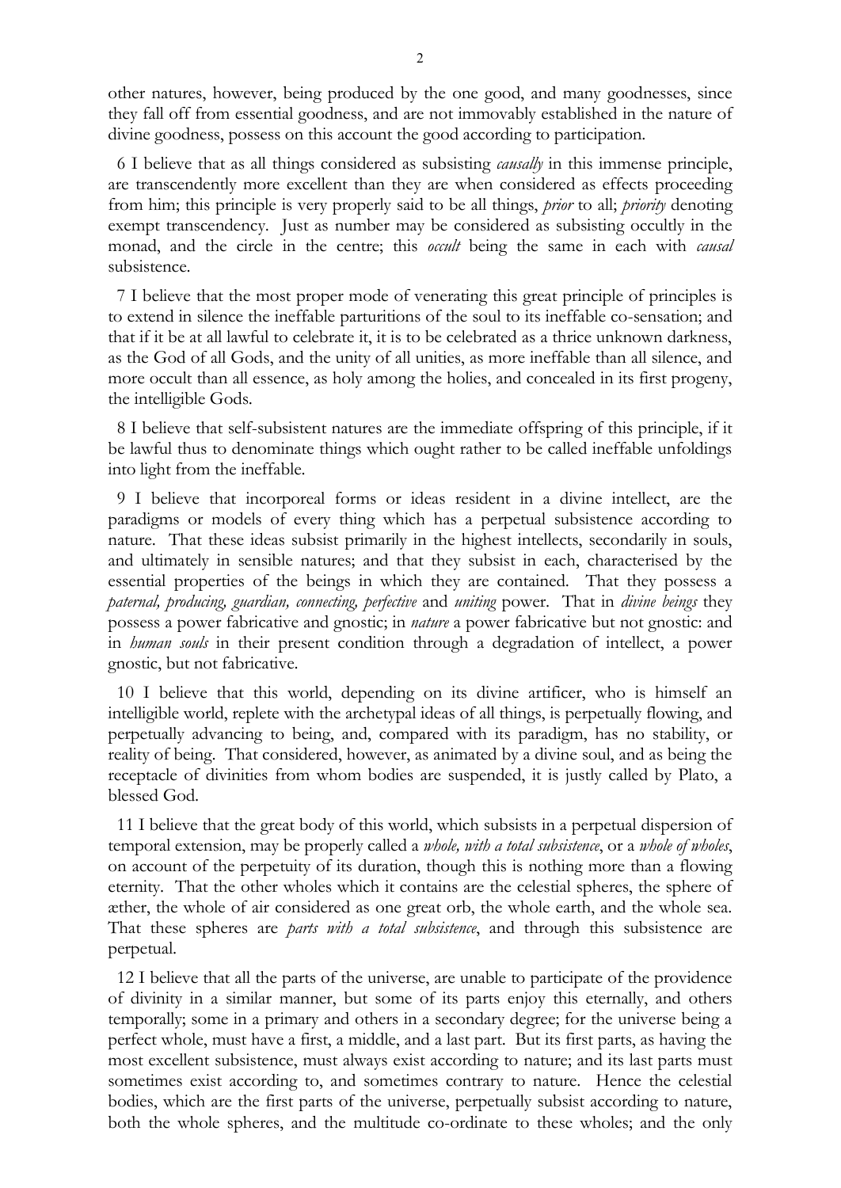other natures, however, being produced by the one good, and many goodnesses, since they fall off from essential goodness, and are not immovably established in the nature of divine goodness, possess on this account the good according to participation.

6 I believe that as all things considered as subsisting *causally* in this immense principle, are transcendently more excellent than they are when considered as effects proceeding from him; this principle is very properly said to be all things, *prior* to all; *priority* denoting exempt transcendency. Just as number may be considered as subsisting occultly in the monad, and the circle in the centre; this *occult* being the same in each with *causal* subsistence.

7 I believe that the most proper mode of venerating this great principle of principles is to extend in silence the ineffable parturitions of the soul to its ineffable co-sensation; and that if it be at all lawful to celebrate it, it is to be celebrated as a thrice unknown darkness, as the God of all Gods, and the unity of all unities, as more ineffable than all silence, and more occult than all essence, as holy among the holies, and concealed in its first progeny, the intelligible Gods.

8 I believe that self-subsistent natures are the immediate offspring of this principle, if it be lawful thus to denominate things which ought rather to be called ineffable unfoldings into light from the ineffable.

9 I believe that incorporeal forms or ideas resident in a divine intellect, are the paradigms or models of every thing which has a perpetual subsistence according to nature. That these ideas subsist primarily in the highest intellects, secondarily in souls, and ultimately in sensible natures; and that they subsist in each, characterised by the essential properties of the beings in which they are contained. That they possess a *paternal, producing, guardian, connecting, perfective* and *uniting* power. That in *divine beings* they possess a power fabricative and gnostic; in *nature* a power fabricative but not gnostic: and in *human souls* in their present condition through a degradation of intellect, a power gnostic, but not fabricative.

10 I believe that this world, depending on its divine artificer, who is himself an intelligible world, replete with the archetypal ideas of all things, is perpetually flowing, and perpetually advancing to being, and, compared with its paradigm, has no stability, or reality of being. That considered, however, as animated by a divine soul, and as being the receptacle of divinities from whom bodies are suspended, it is justly called by Plato, a blessed God.

11 I believe that the great body of this world, which subsists in a perpetual dispersion of temporal extension, may be properly called a *whole, with a total subsistence*, or a *whole of wholes*, on account of the perpetuity of its duration, though this is nothing more than a flowing eternity. That the other wholes which it contains are the celestial spheres, the sphere of æther, the whole of air considered as one great orb, the whole earth, and the whole sea. That these spheres are *parts with a total subsistence*, and through this subsistence are perpetual.

12 I believe that all the parts of the universe, are unable to participate of the providence of divinity in a similar manner, but some of its parts enjoy this eternally, and others temporally; some in a primary and others in a secondary degree; for the universe being a perfect whole, must have a first, a middle, and a last part. But its first parts, as having the most excellent subsistence, must always exist according to nature; and its last parts must sometimes exist according to, and sometimes contrary to nature. Hence the celestial bodies, which are the first parts of the universe, perpetually subsist according to nature, both the whole spheres, and the multitude co-ordinate to these wholes; and the only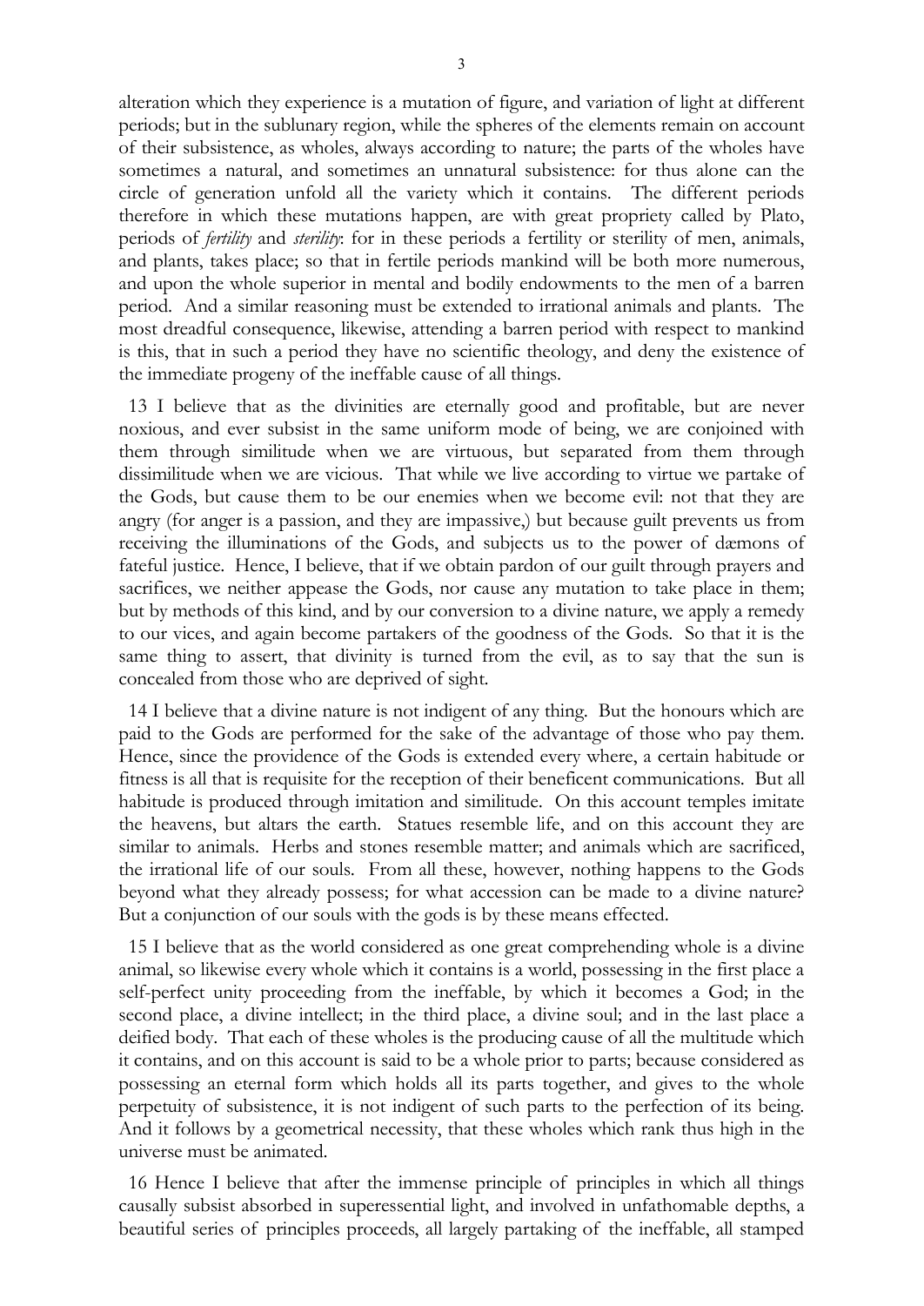alteration which they experience is a mutation of figure, and variation of light at different periods; but in the sublunary region, while the spheres of the elements remain on account of their subsistence, as wholes, always according to nature; the parts of the wholes have sometimes a natural, and sometimes an unnatural subsistence: for thus alone can the circle of generation unfold all the variety which it contains. The different periods therefore in which these mutations happen, are with great propriety called by Plato, periods of *fertility* and *sterility*: for in these periods a fertility or sterility of men, animals, and plants, takes place; so that in fertile periods mankind will be both more numerous, and upon the whole superior in mental and bodily endowments to the men of a barren period. And a similar reasoning must be extended to irrational animals and plants. The most dreadful consequence, likewise, attending a barren period with respect to mankind is this, that in such a period they have no scientific theology, and deny the existence of the immediate progeny of the ineffable cause of all things.

13 I believe that as the divinities are eternally good and profitable, but are never noxious, and ever subsist in the same uniform mode of being, we are conjoined with them through similitude when we are virtuous, but separated from them through dissimilitude when we are vicious. That while we live according to virtue we partake of the Gods, but cause them to be our enemies when we become evil: not that they are angry (for anger is a passion, and they are impassive,) but because guilt prevents us from receiving the illuminations of the Gods, and subjects us to the power of dæmons of fateful justice. Hence, I believe, that if we obtain pardon of our guilt through prayers and sacrifices, we neither appease the Gods, nor cause any mutation to take place in them; but by methods of this kind, and by our conversion to a divine nature, we apply a remedy to our vices, and again become partakers of the goodness of the Gods. So that it is the same thing to assert, that divinity is turned from the evil, as to say that the sun is concealed from those who are deprived of sight.

14 I believe that a divine nature is not indigent of any thing. But the honours which are paid to the Gods are performed for the sake of the advantage of those who pay them. Hence, since the providence of the Gods is extended every where, a certain habitude or fitness is all that is requisite for the reception of their beneficent communications. But all habitude is produced through imitation and similitude. On this account temples imitate the heavens, but altars the earth. Statues resemble life, and on this account they are similar to animals. Herbs and stones resemble matter; and animals which are sacrificed, the irrational life of our souls. From all these, however, nothing happens to the Gods beyond what they already possess; for what accession can be made to a divine nature? But a conjunction of our souls with the gods is by these means effected.

15 I believe that as the world considered as one great comprehending whole is a divine animal, so likewise every whole which it contains is a world, possessing in the first place a self-perfect unity proceeding from the ineffable, by which it becomes a God; in the second place, a divine intellect; in the third place, a divine soul; and in the last place a deified body. That each of these wholes is the producing cause of all the multitude which it contains, and on this account is said to be a whole prior to parts; because considered as possessing an eternal form which holds all its parts together, and gives to the whole perpetuity of subsistence, it is not indigent of such parts to the perfection of its being. And it follows by a geometrical necessity, that these wholes which rank thus high in the universe must be animated.

16 Hence I believe that after the immense principle of principles in which all things causally subsist absorbed in superessential light, and involved in unfathomable depths, a beautiful series of principles proceeds, all largely partaking of the ineffable, all stamped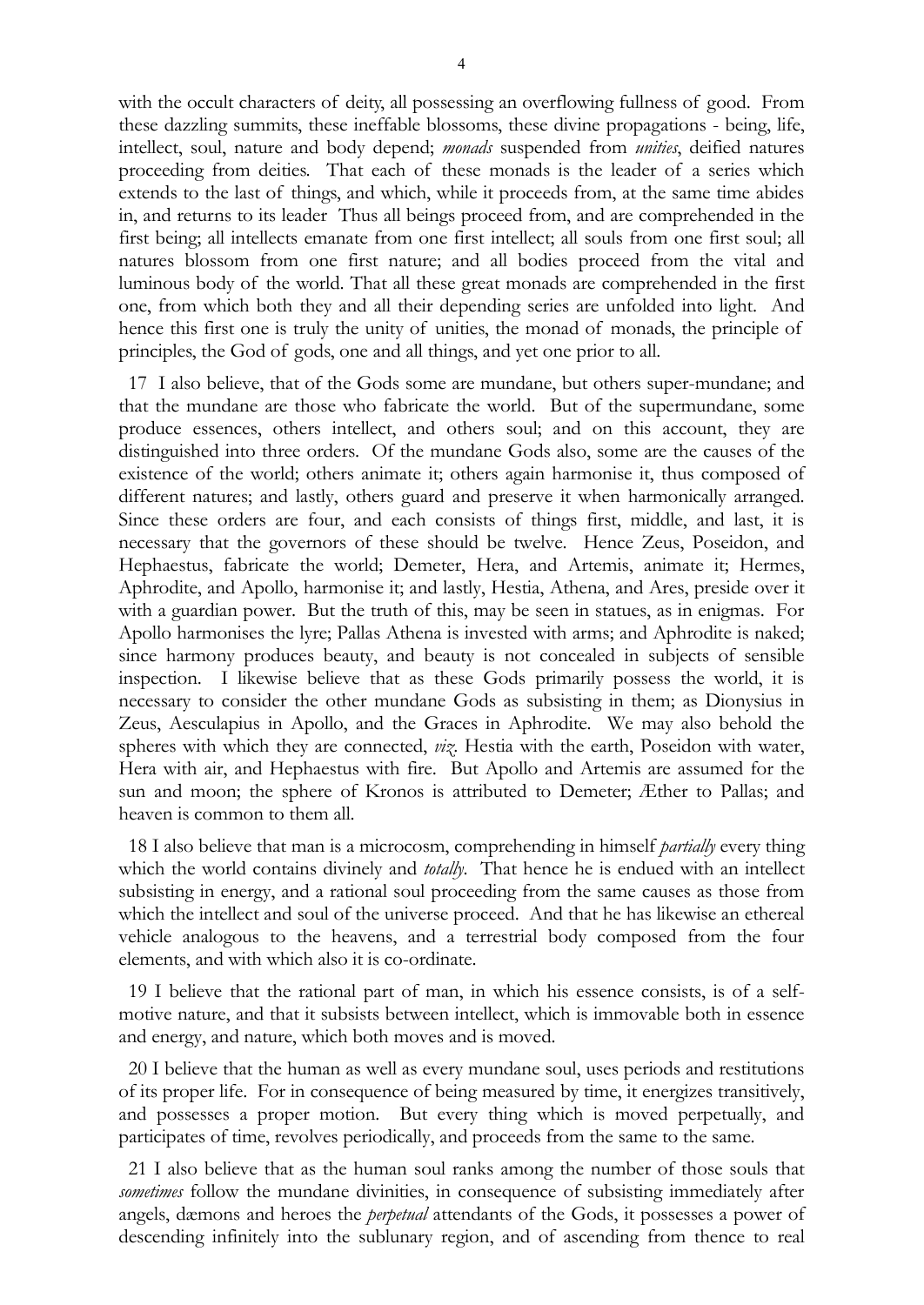with the occult characters of deity, all possessing an overflowing fullness of good. From these dazzling summits, these ineffable blossoms, these divine propagations - being, life, intellect, soul, nature and body depend; *monads* suspended from *unities*, deified natures proceeding from deities. That each of these monads is the leader of a series which extends to the last of things, and which, while it proceeds from, at the same time abides in, and returns to its leader Thus all beings proceed from, and are comprehended in the first being; all intellects emanate from one first intellect; all souls from one first soul; all natures blossom from one first nature; and all bodies proceed from the vital and luminous body of the world. That all these great monads are comprehended in the first one, from which both they and all their depending series are unfolded into light. And hence this first one is truly the unity of unities, the monad of monads, the principle of principles, the God of gods, one and all things, and yet one prior to all.

17 I also believe, that of the Gods some are mundane, but others super-mundane; and that the mundane are those who fabricate the world. But of the supermundane, some produce essences, others intellect, and others soul; and on this account, they are distinguished into three orders. Of the mundane Gods also, some are the causes of the existence of the world; others animate it; others again harmonise it, thus composed of different natures; and lastly, others guard and preserve it when harmonically arranged. Since these orders are four, and each consists of things first, middle, and last, it is necessary that the governors of these should be twelve. Hence Zeus, Poseidon, and Hephaestus, fabricate the world; Demeter, Hera, and Artemis, animate it; Hermes, Aphrodite, and Apollo, harmonise it; and lastly, Hestia, Athena, and Ares, preside over it with a guardian power. But the truth of this, may be seen in statues, as in enigmas. For Apollo harmonises the lyre; Pallas Athena is invested with arms; and Aphrodite is naked; since harmony produces beauty, and beauty is not concealed in subjects of sensible inspection. I likewise believe that as these Gods primarily possess the world, it is necessary to consider the other mundane Gods as subsisting in them; as Dionysius in Zeus, Aesculapius in Apollo, and the Graces in Aphrodite. We may also behold the spheres with which they are connected, *viz*. Hestia with the earth, Poseidon with water, Hera with air, and Hephaestus with fire. But Apollo and Artemis are assumed for the sun and moon; the sphere of Kronos is attributed to Demeter; Æther to Pallas; and heaven is common to them all.

18 I also believe that man is a microcosm, comprehending in himself *partially* every thing which the world contains divinely and *totally*. That hence he is endued with an intellect subsisting in energy, and a rational soul proceeding from the same causes as those from which the intellect and soul of the universe proceed. And that he has likewise an ethereal vehicle analogous to the heavens, and a terrestrial body composed from the four elements, and with which also it is co-ordinate.

19 I believe that the rational part of man, in which his essence consists, is of a self-motive nature, and that it subsists between intellect, which is immovable both in essence and energy, and nature, which both moves and is moved.

20 I believe that the human as well as every mundane soul, uses periods and restitutions of its proper life. For in consequence of being measured by time, it energizes transitively, and possesses a proper motion. But every thing which is moved perpetually, and participates of time, revolves periodically, and proceeds from the same to the same.

21 I also believe that as the human soul ranks among the number of those souls that *sometimes* follow the mundane divinities, in consequence of subsisting immediately after angels, dæmons and heroes the *perpetual* attendants of the Gods, it possesses a power of descending infinitely into the sublunary region, and of ascending from thence to real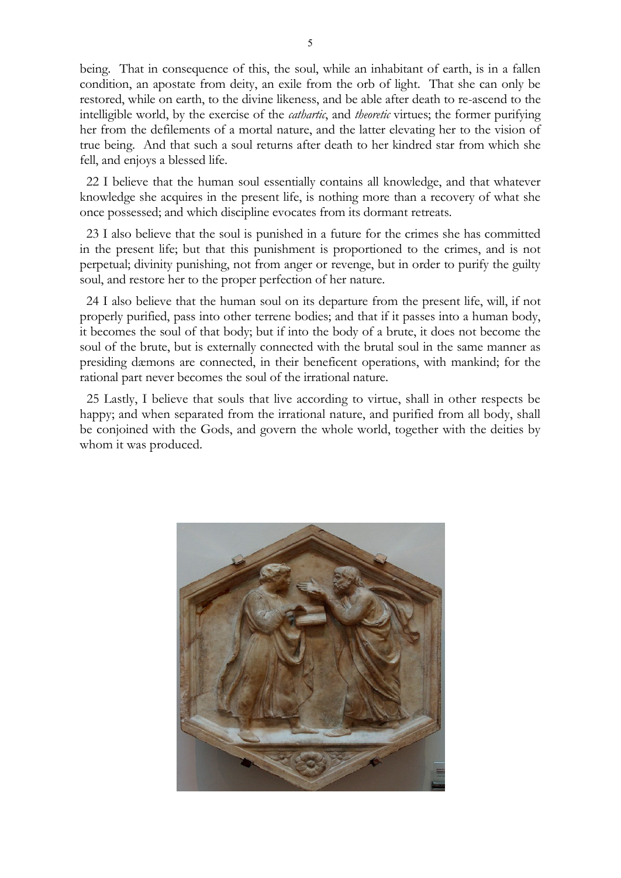being. That in consequence of this, the soul, while an inhabitant of earth, is in a fallen condition, an apostate from deity, an exile from the orb of light. That she can only be restored, while on earth, to the divine likeness, and be able after death to re-ascend to the intelligible world, by the exercise of the *cathartic*, and *theoretic* virtues; the former purifying her from the defilements of a mortal nature, and the latter elevating her to the vision of true being. And that such a soul returns after death to her kindred star from which she fell, and enjoys a blessed life.

22 I believe that the human soul essentially contains all knowledge, and that whatever knowledge she acquires in the present life, is nothing more than a recovery of what she once possessed; and which discipline evocates from its dormant retreats.

23 I also believe that the soul is punished in a future for the crimes she has committed in the present life; but that this punishment is proportioned to the crimes, and is not perpetual; divinity punishing, not from anger or revenge, but in order to purify the guilty soul, and restore her to the proper perfection of her nature.

24 I also believe that the human soul on its departure from the present life, will, if not properly purified, pass into other terrene bodies; and that if it passes into a human body, it becomes the soul of that body; but if into the body of a brute, it does not become the soul of the brute, but is externally connected with the brutal soul in the same manner as presiding dæmons are connected, in their beneficent operations, with mankind; for the rational part never becomes the soul of the irrational nature.

25 Lastly, I believe that souls that live according to virtue, shall in other respects be happy; and when separated from the irrational nature, and purified from all body, shall be conjoined with the Gods, and govern the whole world, together with the deities by whom it was produced.